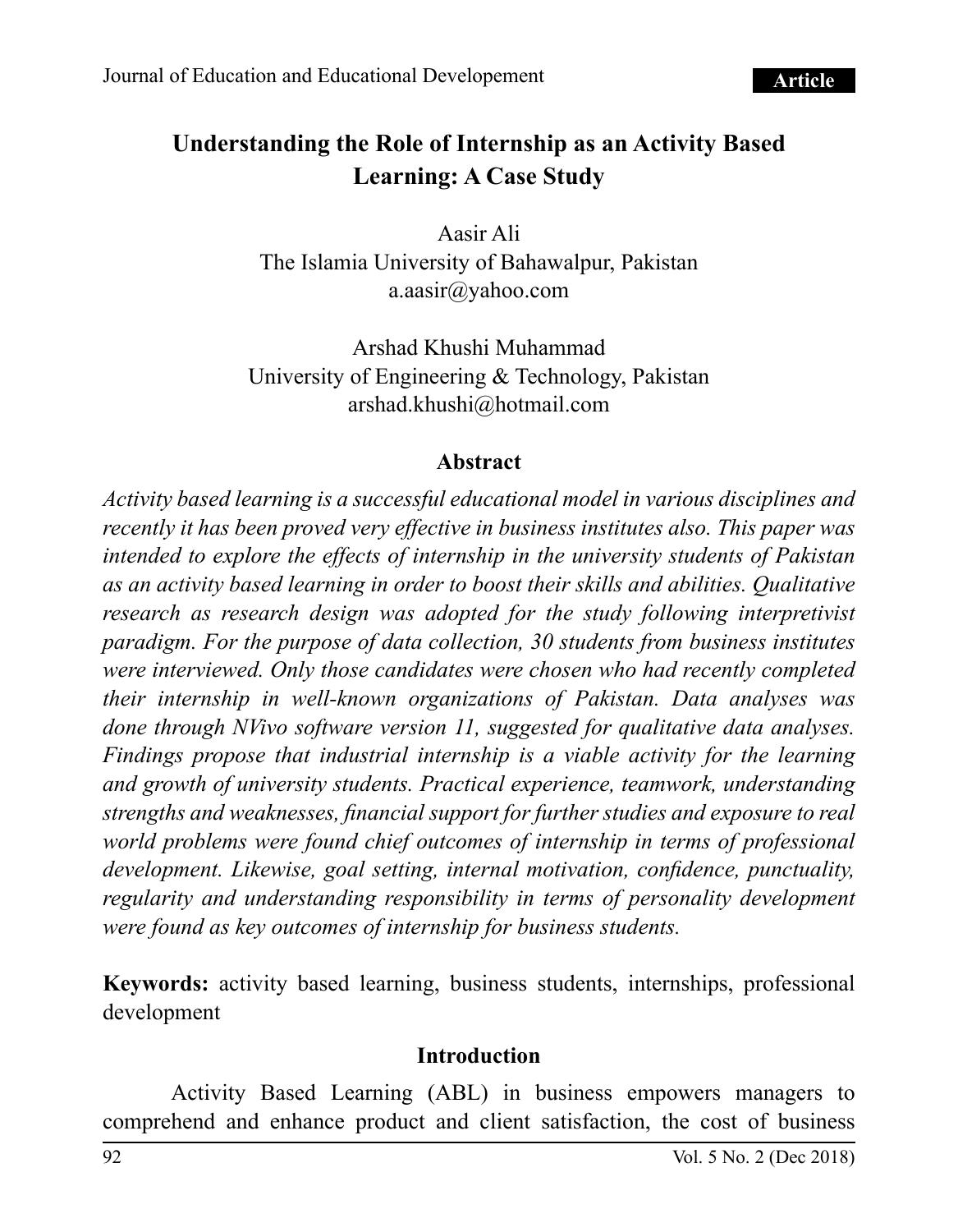# Understanding the Role of Internship as an Activity Based Learning: A Case Study

Aasir Ali
The Islamia University of Bahawalpur, Pakistan
a.aasir@yahoo.com

Arshad Khushi Muhammad
University of Engineering & Technology, Pakistan
arshad.khushi@hotmail.com

## Abstract

*Activity based learning is a successful educational model in various disciplines and recently it has been proved very effective in business institutes also. This paper was intended to explore the effects of internship in the university students of Pakistan as an activity based learning in order to boost their skills and abilities. Qualitative research as research design was adopted for the study following interpretivist paradigm. For the purpose of data collection, 30 students from business institutes were interviewed. Only those candidates were chosen who had recently completed their internship in well-known organizations of Pakistan. Data analyses was done through NVivo software version 11, suggested for qualitative data analyses. Findings propose that industrial internship is a viable activity for the learning and growth of university students. Practical experience, teamwork, understanding strengths and weaknesses, financial support for further studies and exposure to real world problems were found chief outcomes of internship in terms of professional development. Likewise, goal setting, internal motivation, confidence, punctuality, regularity and understanding responsibility in terms of personality development were found as key outcomes of internship for business students.*

**Keywords:** activity based learning, business students, internships, professional development

## Introduction

Activity Based Learning (ABL) in business empowers managers to comprehend and enhance product and client satisfaction, the cost of business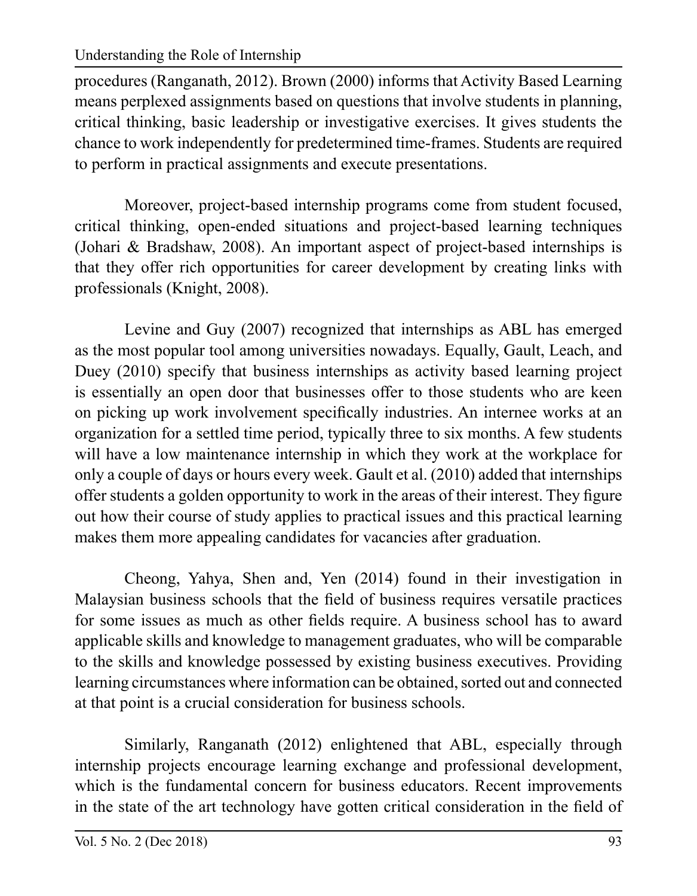procedures (Ranganath, 2012). Brown (2000) informs that Activity Based Learning means perplexed assignments based on questions that involve students in planning, critical thinking, basic leadership or investigative exercises. It gives students the chance to work independently for predetermined time-frames. Students are required to perform in practical assignments and execute presentations.

Moreover, project-based internship programs come from student focused, critical thinking, open-ended situations and project-based learning techniques (Johari & Bradshaw, 2008). An important aspect of project-based internships is that they offer rich opportunities for career development by creating links with professionals (Knight, 2008).

Levine and Guy (2007) recognized that internships as ABL has emerged as the most popular tool among universities nowadays. Equally, Gault, Leach, and Duey (2010) specify that business internships as activity based learning project is essentially an open door that businesses offer to those students who are keen on picking up work involvement specifically industries. An internee works at an organization for a settled time period, typically three to six months. A few students will have a low maintenance internship in which they work at the workplace for only a couple of days or hours every week. Gault et al. (2010) added that internships offer students a golden opportunity to work in the areas of their interest. They figure out how their course of study applies to practical issues and this practical learning makes them more appealing candidates for vacancies after graduation.

Cheong, Yahya, Shen and, Yen (2014) found in their investigation in Malaysian business schools that the field of business requires versatile practices for some issues as much as other fields require. A business school has to award applicable skills and knowledge to management graduates, who will be comparable to the skills and knowledge possessed by existing business executives. Providing learning circumstances where information can be obtained, sorted out and connected at that point is a crucial consideration for business schools.

Similarly, Ranganath (2012) enlightened that ABL, especially through internship projects encourage learning exchange and professional development, which is the fundamental concern for business educators. Recent improvements in the state of the art technology have gotten critical consideration in the field of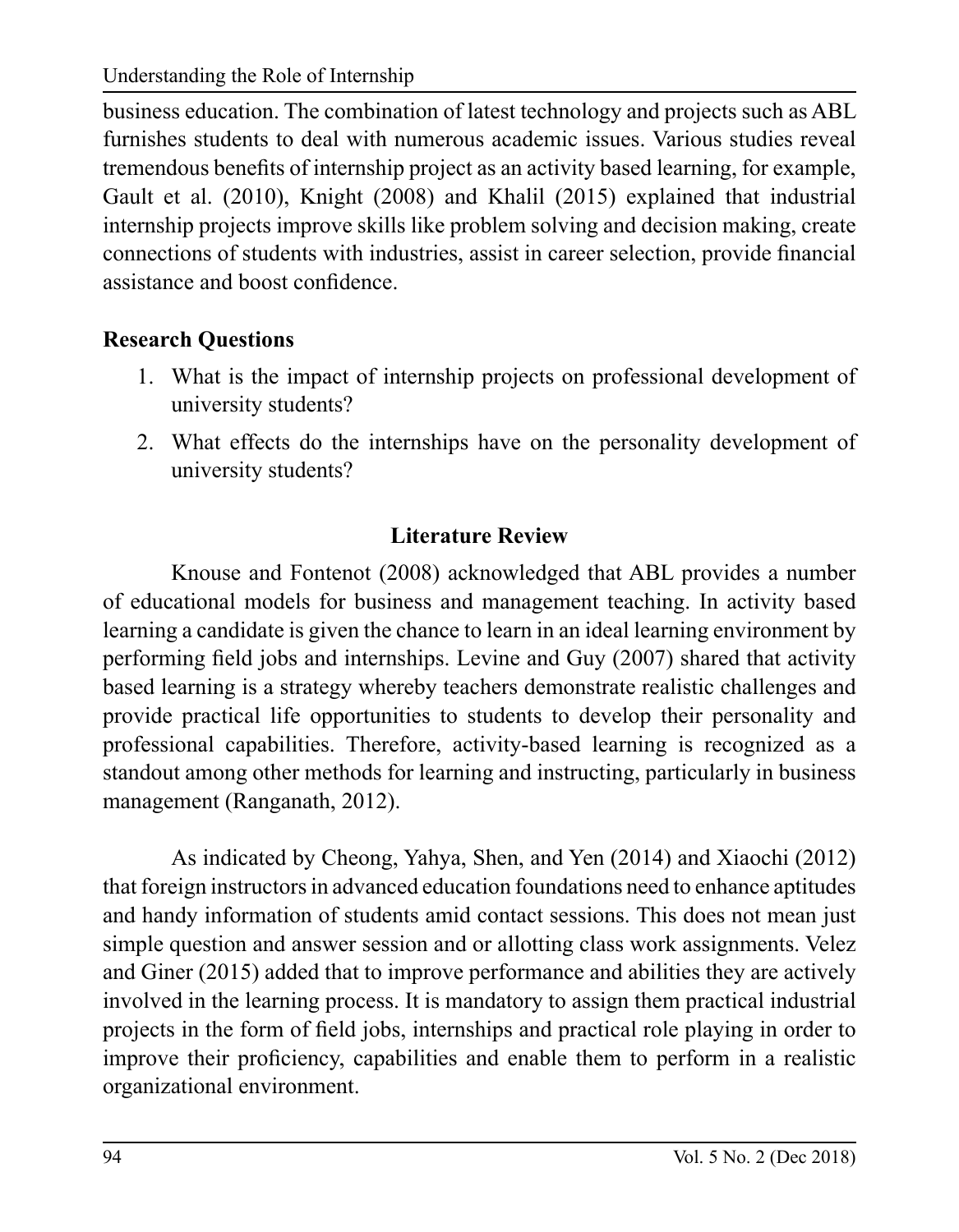business education. The combination of latest technology and projects such as ABL furnishes students to deal with numerous academic issues. Various studies reveal tremendous benefits of internship project as an activity based learning, for example, Gault et al. (2010), Knight (2008) and Khalil (2015) explained that industrial internship projects improve skills like problem solving and decision making, create connections of students with industries, assist in career selection, provide financial assistance and boost confidence.

## Research Questions

1. What is the impact of internship projects on professional development of university students?
2. What effects do the internships have on the personality development of university students?

## Literature Review

Knouse and Fontenot (2008) acknowledged that ABL provides a number of educational models for business and management teaching. In activity based learning a candidate is given the chance to learn in an ideal learning environment by performing field jobs and internships. Levine and Guy (2007) shared that activity based learning is a strategy whereby teachers demonstrate realistic challenges and provide practical life opportunities to students to develop their personality and professional capabilities. Therefore, activity-based learning is recognized as a standout among other methods for learning and instructing, particularly in business management (Ranganath, 2012).

As indicated by Cheong, Yahya, Shen, and Yen (2014) and Xiaochi (2012) that foreign instructors in advanced education foundations need to enhance aptitudes and handy information of students amid contact sessions. This does not mean just simple question and answer session and or allotting class work assignments. Velez and Giner (2015) added that to improve performance and abilities they are actively involved in the learning process. It is mandatory to assign them practical industrial projects in the form of field jobs, internships and practical role playing in order to improve their proficiency, capabilities and enable them to perform in a realistic organizational environment.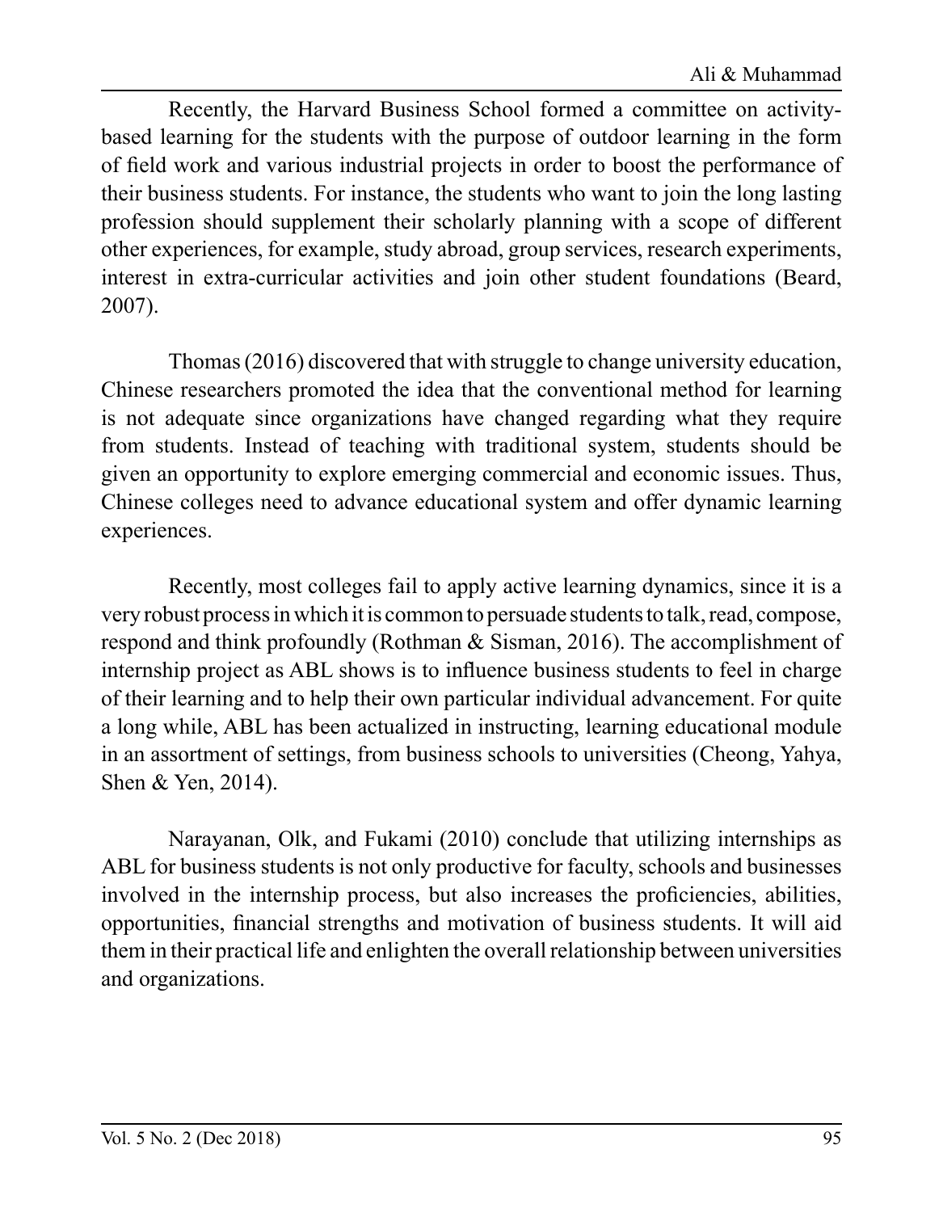Recently, the Harvard Business School formed a committee on activity-based learning for the students with the purpose of outdoor learning in the form of field work and various industrial projects in order to boost the performance of their business students. For instance, the students who want to join the long lasting profession should supplement their scholarly planning with a scope of different other experiences, for example, study abroad, group services, research experiments, interest in extra-curricular activities and join other student foundations (Beard, 2007).

Thomas (2016) discovered that with struggle to change university education, Chinese researchers promoted the idea that the conventional method for learning is not adequate since organizations have changed regarding what they require from students. Instead of teaching with traditional system, students should be given an opportunity to explore emerging commercial and economic issues. Thus, Chinese colleges need to advance educational system and offer dynamic learning experiences.

Recently, most colleges fail to apply active learning dynamics, since it is a very robust process in which it is common to persuade students to talk, read, compose, respond and think profoundly (Rothman & Sisman, 2016). The accomplishment of internship project as ABL shows is to influence business students to feel in charge of their learning and to help their own particular individual advancement. For quite a long while, ABL has been actualized in instructing, learning educational module in an assortment of settings, from business schools to universities (Cheong, Yahya, Shen & Yen, 2014).

Narayanan, Olk, and Fukami (2010) conclude that utilizing internships as ABL for business students is not only productive for faculty, schools and businesses involved in the internship process, but also increases the proficiencies, abilities, opportunities, financial strengths and motivation of business students. It will aid them in their practical life and enlighten the overall relationship between universities and organizations.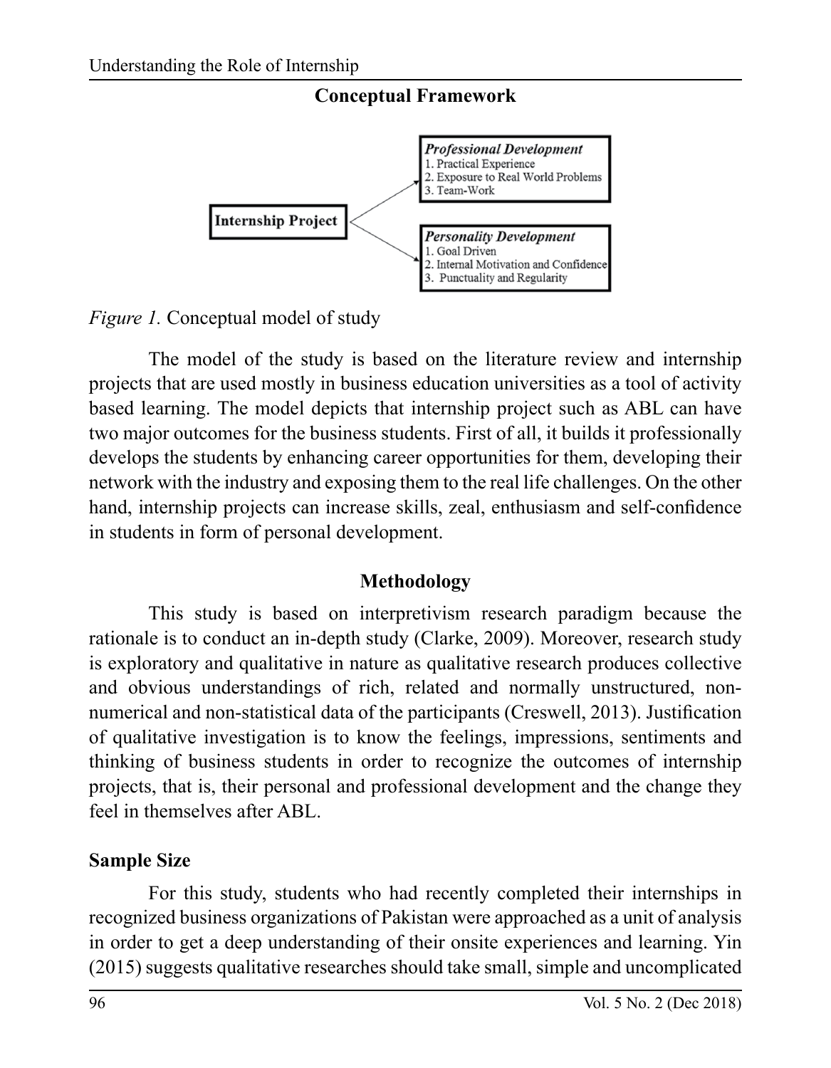## Conceptual Framework

**Internship Project**

*Professional Development*
1. Practical Experience
2. Exposure to Real World Problems
3. Team-Work

*Personality Development*
1. Goal Driven
2. Internal Motivation and Confidence
3. Punctuality and Regularity

*Figure 1.* Conceptual model of study

The model of the study is based on the literature review and internship projects that are used mostly in business education universities as a tool of activity based learning. The model depicts that internship project such as ABL can have two major outcomes for the business students. First of all, it builds it professionally develops the students by enhancing career opportunities for them, developing their network with the industry and exposing them to the real life challenges. On the other hand, internship projects can increase skills, zeal, enthusiasm and self-confidence in students in form of personal development.

## Methodology

This study is based on interpretivism research paradigm because the rationale is to conduct an in-depth study (Clarke, 2009). Moreover, research study is exploratory and qualitative in nature as qualitative research produces collective and obvious understandings of rich, related and normally unstructured, non-numerical and non-statistical data of the participants (Creswell, 2013). Justification of qualitative investigation is to know the feelings, impressions, sentiments and thinking of business students in order to recognize the outcomes of internship projects, that is, their personal and professional development and the change they feel in themselves after ABL.

### Sample Size

For this study, students who had recently completed their internships in recognized business organizations of Pakistan were approached as a unit of analysis in order to get a deep understanding of their onsite experiences and learning. Yin (2015) suggests qualitative researches should take small, simple and uncomplicated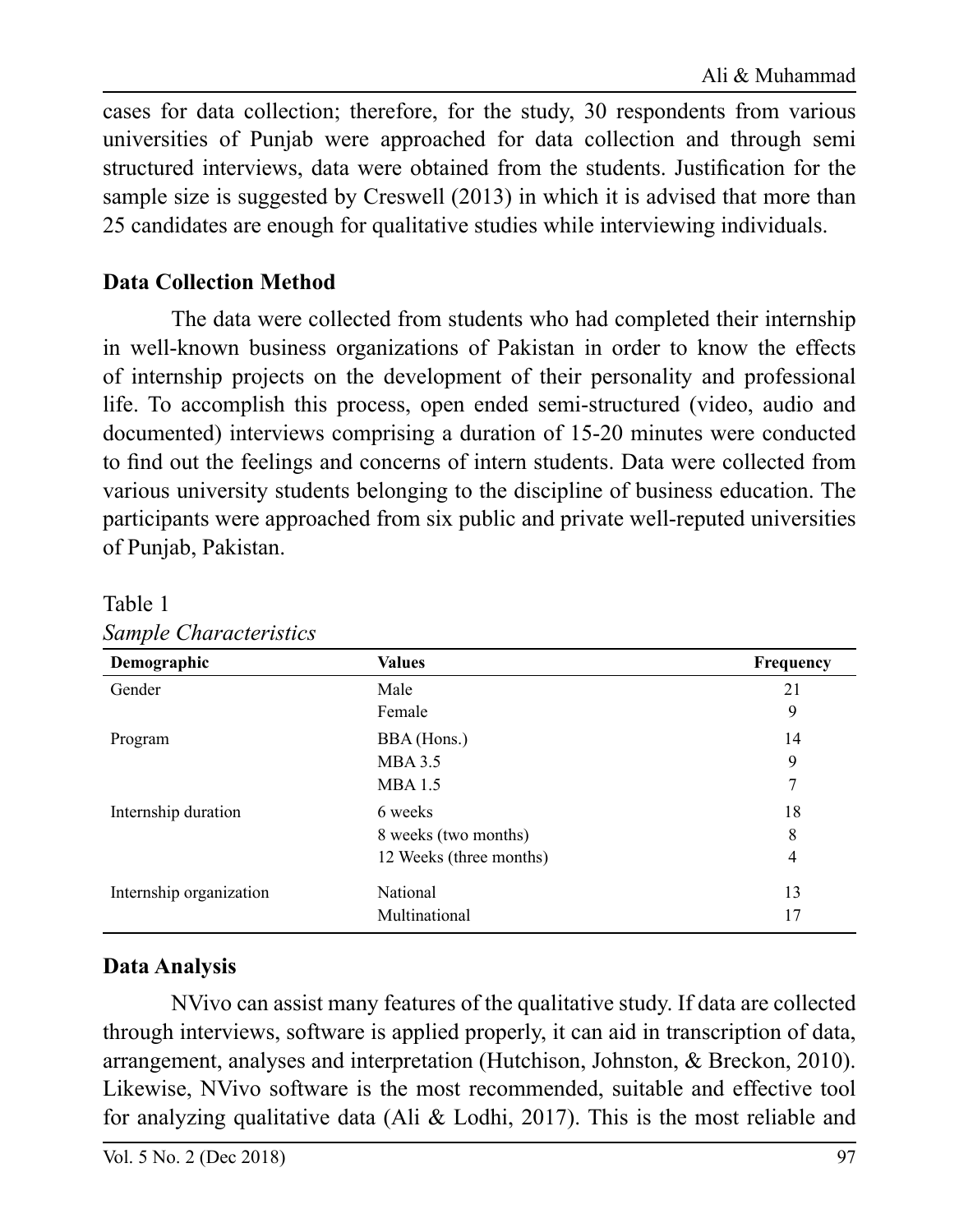cases for data collection; therefore, for the study, 30 respondents from various universities of Punjab were approached for data collection and through semi structured interviews, data were obtained from the students. Justification for the sample size is suggested by Creswell (2013) in which it is advised that more than 25 candidates are enough for qualitative studies while interviewing individuals.

## Data Collection Method

The data were collected from students who had completed their internship in well-known business organizations of Pakistan in order to know the effects of internship projects on the development of their personality and professional life. To accomplish this process, open ended semi-structured (video, audio and documented) interviews comprising a duration of 15-20 minutes were conducted to find out the feelings and concerns of intern students. Data were collected from various university students belonging to the discipline of business education. The participants were approached from six public and private well-reputed universities of Punjab, Pakistan.

Table 1
*Sample Characteristics*

| Demographic | Values | Frequency |
|---|---|---|
| Gender | Male | 21 |
| | Female | 9 |
| Program | BBA (Hons.) | 14 |
| | MBA 3.5 | 9 |
| | MBA 1.5 | 7 |
| Internship duration | 6 weeks | 18 |
| | 8 weeks (two months) | 8 |
| | 12 Weeks (three months) | 4 |
| Internship organization | National | 13 |
| | Multinational | 17 |

## Data Analysis

NVivo can assist many features of the qualitative study. If data are collected through interviews, software is applied properly, it can aid in transcription of data, arrangement, analyses and interpretation (Hutchison, Johnston, & Breckon, 2010). Likewise, NVivo software is the most recommended, suitable and effective tool for analyzing qualitative data (Ali & Lodhi, 2017). This is the most reliable and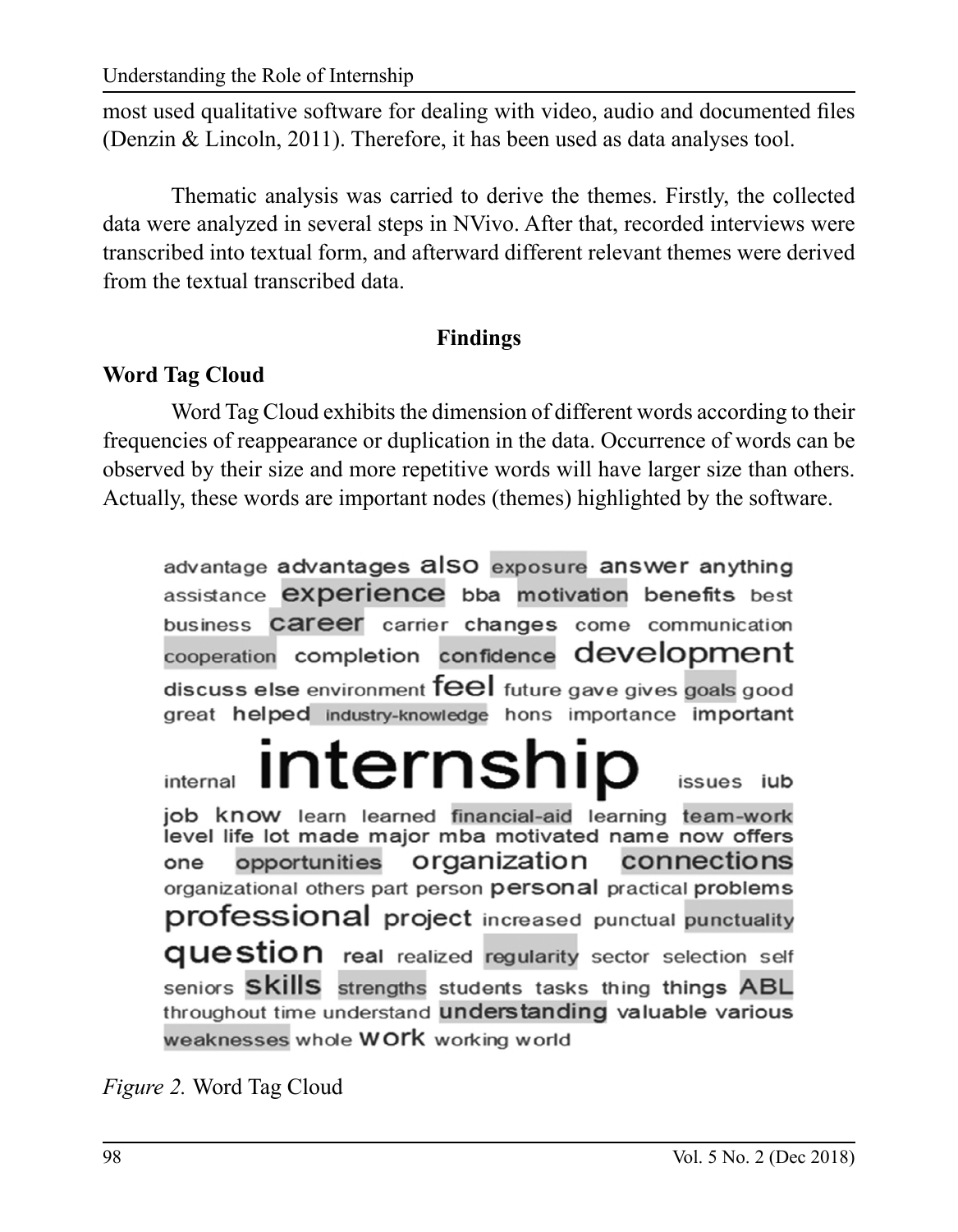most used qualitative software for dealing with video, audio and documented files (Denzin & Lincoln, 2011). Therefore, it has been used as data analyses tool.

Thematic analysis was carried to derive the themes. Firstly, the collected data were analyzed in several steps in NVivo. After that, recorded interviews were transcribed into textual form, and afterward different relevant themes were derived from the textual transcribed data.

## Findings

### Word Tag Cloud

Word Tag Cloud exhibits the dimension of different words according to their frequencies of reappearance or duplication in the data. Occurrence of words can be observed by their size and more repetitive words will have larger size than others. Actually, these words are important nodes (themes) highlighted by the software.

advantage advantages also exposure answer anything assistance experience bba motivation benefits best business career carrier changes come communication cooperation completion confidence development discuss else environment feel future gave gives goals good great helped industry-knowledge hons importance important internal internship issues iub job know learn learned financial-aid learning team-work level life lot made major mba motivated name now offers one opportunities organization connections organizational others part person personal practical problems professional project increased punctual punctuality question real realized regularity sector selection self seniors skills strengths students tasks thing things ABL throughout time understand understanding valuable various weaknesses whole work working world

*Figure 2.* Word Tag Cloud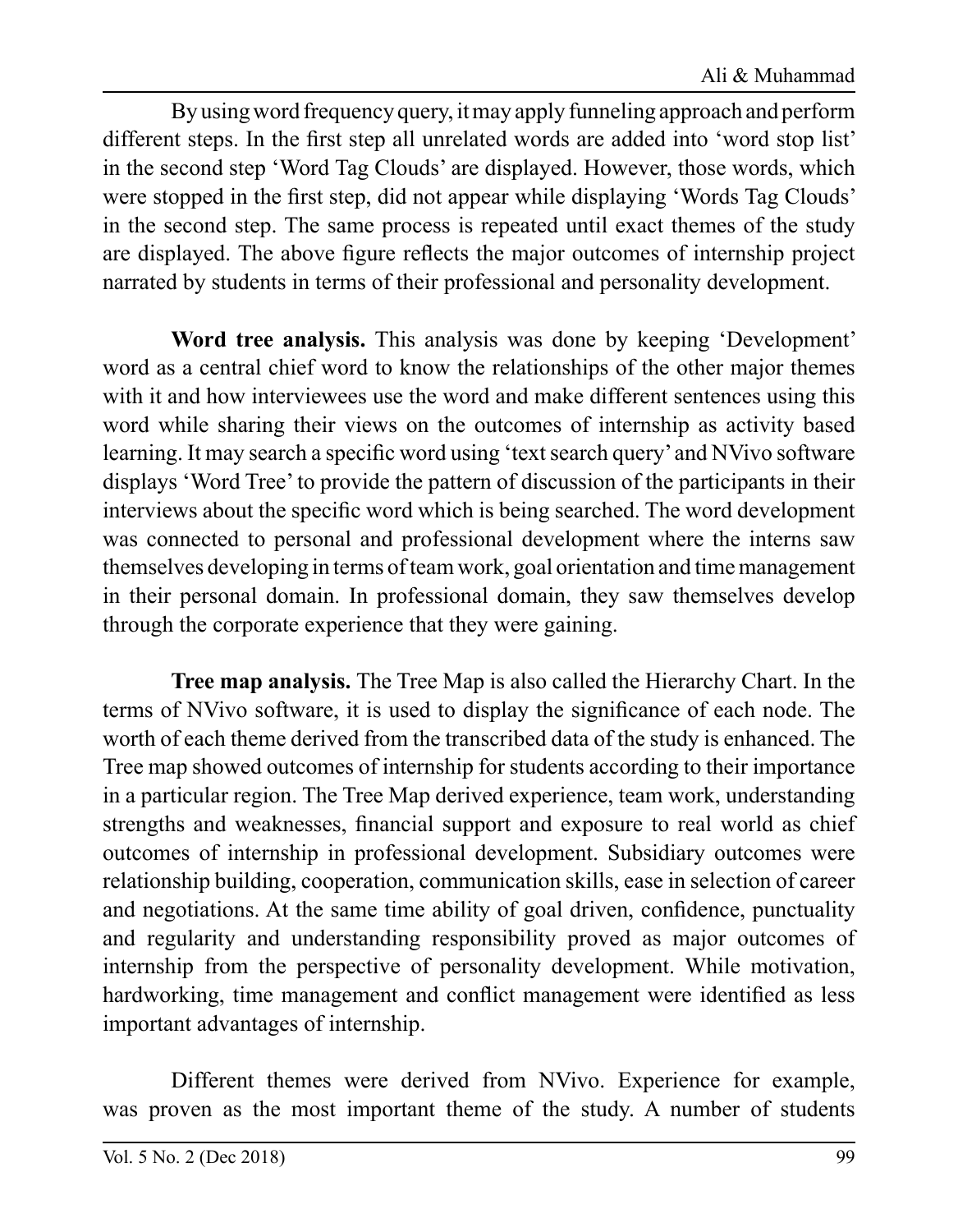By using word frequency query, it may apply funneling approach and perform different steps. In the first step all unrelated words are added into 'word stop list' in the second step 'Word Tag Clouds' are displayed. However, those words, which were stopped in the first step, did not appear while displaying 'Words Tag Clouds' in the second step. The same process is repeated until exact themes of the study are displayed. The above figure reflects the major outcomes of internship project narrated by students in terms of their professional and personality development.

**Word tree analysis.** This analysis was done by keeping 'Development' word as a central chief word to know the relationships of the other major themes with it and how interviewees use the word and make different sentences using this word while sharing their views on the outcomes of internship as activity based learning. It may search a specific word using 'text search query' and NVivo software displays 'Word Tree' to provide the pattern of discussion of the participants in their interviews about the specific word which is being searched. The word development was connected to personal and professional development where the interns saw themselves developing in terms of team work, goal orientation and time management in their personal domain. In professional domain, they saw themselves develop through the corporate experience that they were gaining.

**Tree map analysis.** The Tree Map is also called the Hierarchy Chart. In the terms of NVivo software, it is used to display the significance of each node. The worth of each theme derived from the transcribed data of the study is enhanced. The Tree map showed outcomes of internship for students according to their importance in a particular region. The Tree Map derived experience, team work, understanding strengths and weaknesses, financial support and exposure to real world as chief outcomes of internship in professional development. Subsidiary outcomes were relationship building, cooperation, communication skills, ease in selection of career and negotiations. At the same time ability of goal driven, confidence, punctuality and regularity and understanding responsibility proved as major outcomes of internship from the perspective of personality development. While motivation, hardworking, time management and conflict management were identified as less important advantages of internship.

Different themes were derived from NVivo. Experience for example, was proven as the most important theme of the study. A number of students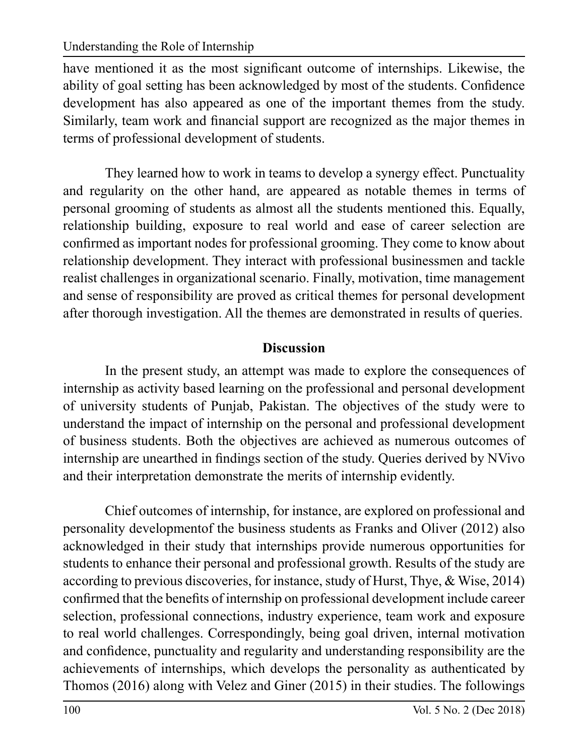have mentioned it as the most significant outcome of internships. Likewise, the ability of goal setting has been acknowledged by most of the students. Confidence development has also appeared as one of the important themes from the study. Similarly, team work and financial support are recognized as the major themes in terms of professional development of students.

They learned how to work in teams to develop a synergy effect. Punctuality and regularity on the other hand, are appeared as notable themes in terms of personal grooming of students as almost all the students mentioned this. Equally, relationship building, exposure to real world and ease of career selection are confirmed as important nodes for professional grooming. They come to know about relationship development. They interact with professional businessmen and tackle realist challenges in organizational scenario. Finally, motivation, time management and sense of responsibility are proved as critical themes for personal development after thorough investigation. All the themes are demonstrated in results of queries.

## Discussion

In the present study, an attempt was made to explore the consequences of internship as activity based learning on the professional and personal development of university students of Punjab, Pakistan. The objectives of the study were to understand the impact of internship on the personal and professional development of business students. Both the objectives are achieved as numerous outcomes of internship are unearthed in findings section of the study. Queries derived by NVivo and their interpretation demonstrate the merits of internship evidently.

Chief outcomes of internship, for instance, are explored on professional and personality developmentof the business students as Franks and Oliver (2012) also acknowledged in their study that internships provide numerous opportunities for students to enhance their personal and professional growth. Results of the study are according to previous discoveries, for instance, study of Hurst, Thye, & Wise, 2014) confirmed that the benefits of internship on professional development include career selection, professional connections, industry experience, team work and exposure to real world challenges. Correspondingly, being goal driven, internal motivation and confidence, punctuality and regularity and understanding responsibility are the achievements of internships, which develops the personality as authenticated by Thomos (2016) along with Velez and Giner (2015) in their studies. The followings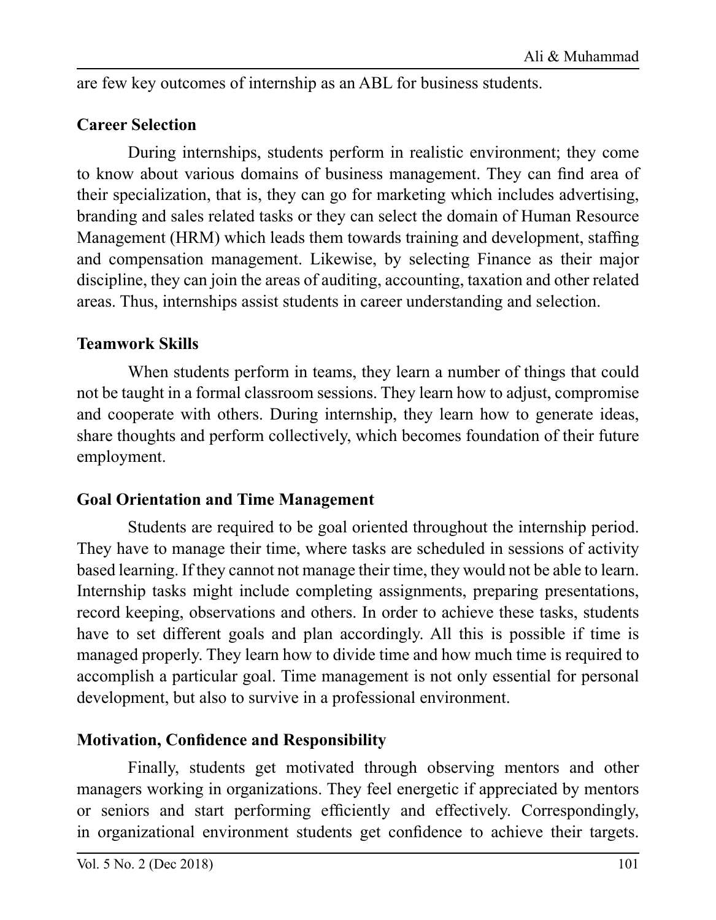are few key outcomes of internship as an ABL for business students.

### Career Selection

During internships, students perform in realistic environment; they come to know about various domains of business management. They can find area of their specialization, that is, they can go for marketing which includes advertising, branding and sales related tasks or they can select the domain of Human Resource Management (HRM) which leads them towards training and development, staffing and compensation management. Likewise, by selecting Finance as their major discipline, they can join the areas of auditing, accounting, taxation and other related areas. Thus, internships assist students in career understanding and selection.

### Teamwork Skills

When students perform in teams, they learn a number of things that could not be taught in a formal classroom sessions. They learn how to adjust, compromise and cooperate with others. During internship, they learn how to generate ideas, share thoughts and perform collectively, which becomes foundation of their future employment.

### Goal Orientation and Time Management

Students are required to be goal oriented throughout the internship period. They have to manage their time, where tasks are scheduled in sessions of activity based learning. If they cannot not manage their time, they would not be able to learn. Internship tasks might include completing assignments, preparing presentations, record keeping, observations and others. In order to achieve these tasks, students have to set different goals and plan accordingly. All this is possible if time is managed properly. They learn how to divide time and how much time is required to accomplish a particular goal. Time management is not only essential for personal development, but also to survive in a professional environment.

### Motivation, Confidence and Responsibility

Finally, students get motivated through observing mentors and other managers working in organizations. They feel energetic if appreciated by mentors or seniors and start performing efficiently and effectively. Correspondingly, in organizational environment students get confidence to achieve their targets.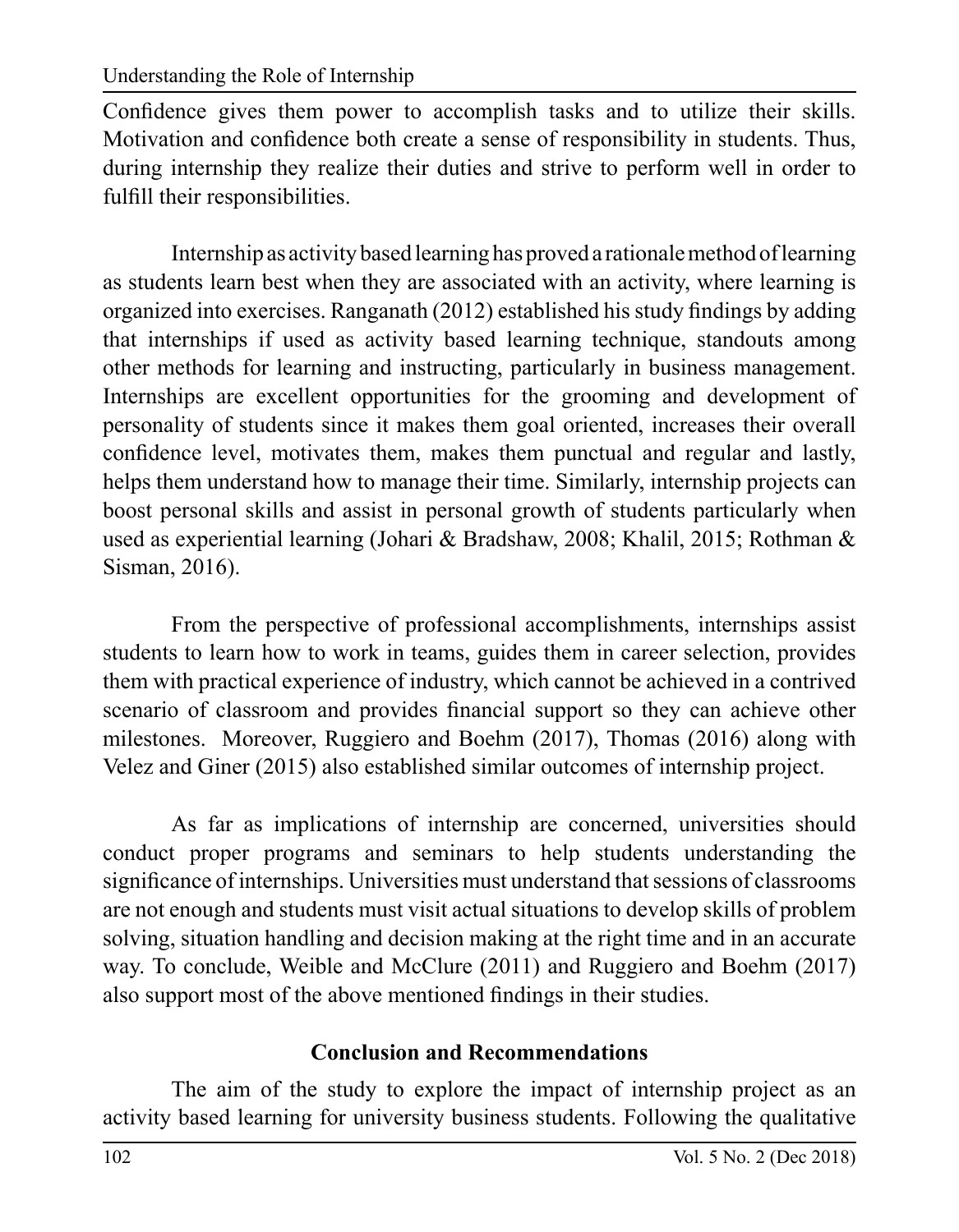Confidence gives them power to accomplish tasks and to utilize their skills. Motivation and confidence both create a sense of responsibility in students. Thus, during internship they realize their duties and strive to perform well in order to fulfill their responsibilities.

Internship as activity based learning has proved a rationale method of learning as students learn best when they are associated with an activity, where learning is organized into exercises. Ranganath (2012) established his study findings by adding that internships if used as activity based learning technique, standouts among other methods for learning and instructing, particularly in business management. Internships are excellent opportunities for the grooming and development of personality of students since it makes them goal oriented, increases their overall confidence level, motivates them, makes them punctual and regular and lastly, helps them understand how to manage their time. Similarly, internship projects can boost personal skills and assist in personal growth of students particularly when used as experiential learning (Johari & Bradshaw, 2008; Khalil, 2015; Rothman & Sisman, 2016).

From the perspective of professional accomplishments, internships assist students to learn how to work in teams, guides them in career selection, provides them with practical experience of industry, which cannot be achieved in a contrived scenario of classroom and provides financial support so they can achieve other milestones. Moreover, Ruggiero and Boehm (2017), Thomas (2016) along with Velez and Giner (2015) also established similar outcomes of internship project.

As far as implications of internship are concerned, universities should conduct proper programs and seminars to help students understanding the significance of internships. Universities must understand that sessions of classrooms are not enough and students must visit actual situations to develop skills of problem solving, situation handling and decision making at the right time and in an accurate way. To conclude, Weible and McClure (2011) and Ruggiero and Boehm (2017) also support most of the above mentioned findings in their studies.

## Conclusion and Recommendations

The aim of the study to explore the impact of internship project as an activity based learning for university business students. Following the qualitative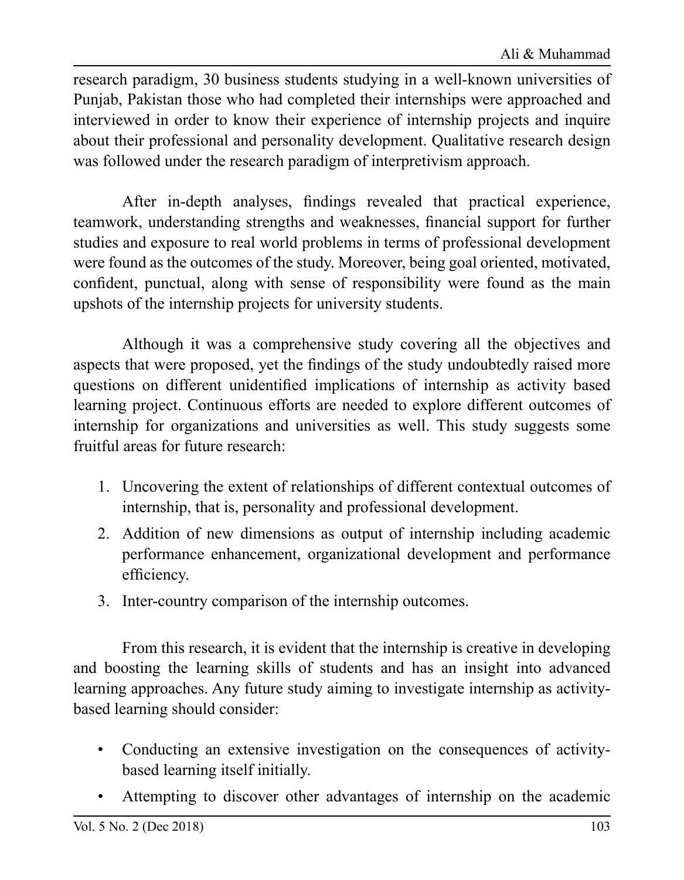research paradigm, 30 business students studying in a well-known universities of Punjab, Pakistan those who had completed their internships were approached and interviewed in order to know their experience of internship projects and inquire about their professional and personality development. Qualitative research design was followed under the research paradigm of interpretivism approach.

After in-depth analyses, findings revealed that practical experience, teamwork, understanding strengths and weaknesses, financial support for further studies and exposure to real world problems in terms of professional development were found as the outcomes of the study. Moreover, being goal oriented, motivated, confident, punctual, along with sense of responsibility were found as the main upshots of the internship projects for university students.

Although it was a comprehensive study covering all the objectives and aspects that were proposed, yet the findings of the study undoubtedly raised more questions on different unidentified implications of internship as activity based learning project. Continuous efforts are needed to explore different outcomes of internship for organizations and universities as well. This study suggests some fruitful areas for future research:

1. Uncovering the extent of relationships of different contextual outcomes of internship, that is, personality and professional development.
2. Addition of new dimensions as output of internship including academic performance enhancement, organizational development and performance efficiency.
3. Inter-country comparison of the internship outcomes.

From this research, it is evident that the internship is creative in developing and boosting the learning skills of students and has an insight into advanced learning approaches. Any future study aiming to investigate internship as activity-based learning should consider:

- Conducting an extensive investigation on the consequences of activity-based learning itself initially.
- Attempting to discover other advantages of internship on the academic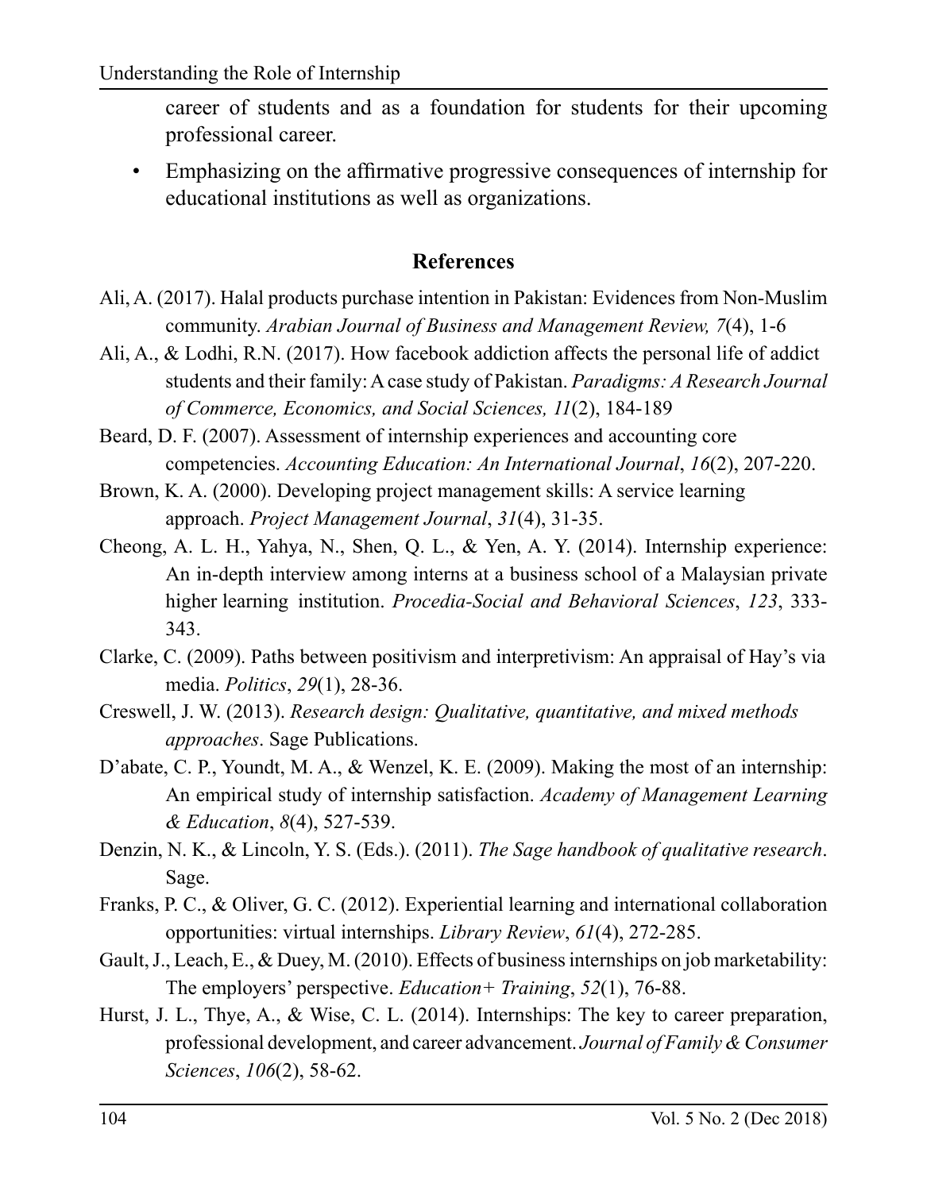career of students and as a foundation for students for their upcoming professional career.

- Emphasizing on the affirmative progressive consequences of internship for educational institutions as well as organizations.

## References

Ali, A. (2017). Halal products purchase intention in Pakistan: Evidences from Non-Muslim community. *Arabian Journal of Business and Management Review, 7*(4), 1-6

Ali, A., & Lodhi, R.N. (2017). How facebook addiction affects the personal life of addict students and their family: A case study of Pakistan. *Paradigms: A Research Journal of Commerce, Economics, and Social Sciences, 11*(2), 184-189

Beard, D. F. (2007). Assessment of internship experiences and accounting core competencies. *Accounting Education: An International Journal*, *16*(2), 207-220.

Brown, K. A. (2000). Developing project management skills: A service learning approach. *Project Management Journal*, *31*(4), 31-35.

Cheong, A. L. H., Yahya, N., Shen, Q. L., & Yen, A. Y. (2014). Internship experience: An in-depth interview among interns at a business school of a Malaysian private higher learning institution. *Procedia-Social and Behavioral Sciences*, *123*, 333-343.

Clarke, C. (2009). Paths between positivism and interpretivism: An appraisal of Hay's via media. *Politics*, *29*(1), 28-36.

Creswell, J. W. (2013). *Research design: Qualitative, quantitative, and mixed methods approaches*. Sage Publications.

D'abate, C. P., Youndt, M. A., & Wenzel, K. E. (2009). Making the most of an internship: An empirical study of internship satisfaction. *Academy of Management Learning & Education*, *8*(4), 527-539.

Denzin, N. K., & Lincoln, Y. S. (Eds.). (2011). *The Sage handbook of qualitative research*. Sage.

Franks, P. C., & Oliver, G. C. (2012). Experiential learning and international collaboration opportunities: virtual internships. *Library Review*, *61*(4), 272-285.

Gault, J., Leach, E., & Duey, M. (2010). Effects of business internships on job marketability: The employers' perspective. *Education+ Training*, *52*(1), 76-88.

Hurst, J. L., Thye, A., & Wise, C. L. (2014). Internships: The key to career preparation, professional development, and career advancement. *Journal of Family & Consumer Sciences*, *106*(2), 58-62.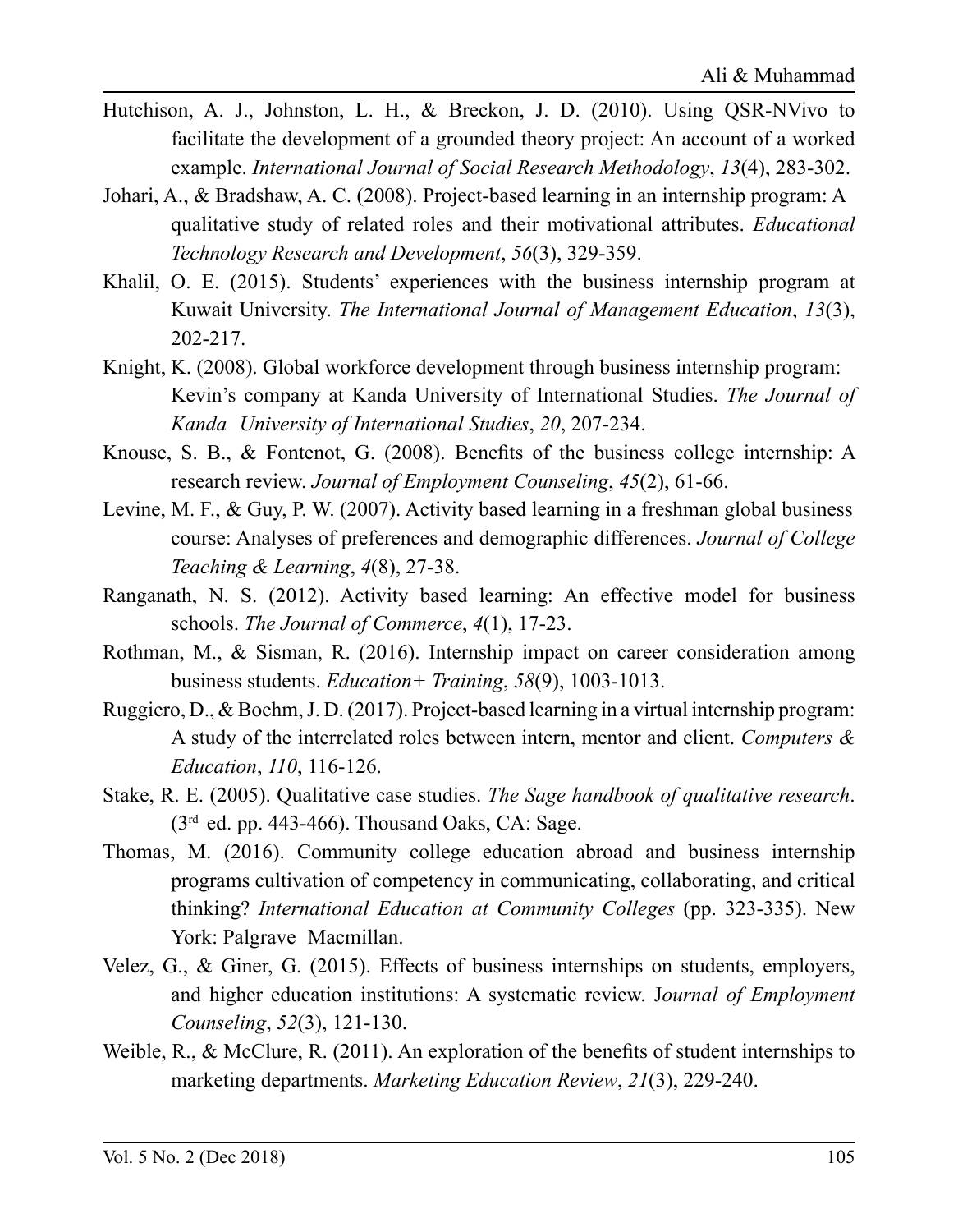Hutchison, A. J., Johnston, L. H., & Breckon, J. D. (2010). Using QSR-NVivo to facilitate the development of a grounded theory project: An account of a worked example. *International Journal of Social Research Methodology*, *13*(4), 283-302.

Johari, A., & Bradshaw, A. C. (2008). Project-based learning in an internship program: A qualitative study of related roles and their motivational attributes. *Educational Technology Research and Development*, *56*(3), 329-359.

Khalil, O. E. (2015). Students' experiences with the business internship program at Kuwait University. *The International Journal of Management Education*, *13*(3), 202-217.

Knight, K. (2008). Global workforce development through business internship program: Kevin's company at Kanda University of International Studies. *The Journal of Kanda University of International Studies*, *20*, 207-234.

Knouse, S. B., & Fontenot, G. (2008). Benefits of the business college internship: A research review. *Journal of Employment Counseling*, *45*(2), 61-66.

Levine, M. F., & Guy, P. W. (2007). Activity based learning in a freshman global business course: Analyses of preferences and demographic differences. *Journal of College Teaching & Learning*, *4*(8), 27-38.

Ranganath, N. S. (2012). Activity based learning: An effective model for business schools. *The Journal of Commerce*, *4*(1), 17-23.

Rothman, M., & Sisman, R. (2016). Internship impact on career consideration among business students. *Education+ Training*, *58*(9), 1003-1013.

Ruggiero, D., & Boehm, J. D. (2017). Project-based learning in a virtual internship program: A study of the interrelated roles between intern, mentor and client. *Computers & Education*, *110*, 116-126.

Stake, R. E. (2005). Qualitative case studies. *The Sage handbook of qualitative research*. (3rd ed. pp. 443-466). Thousand Oaks, CA: Sage.

Thomas, M. (2016). Community college education abroad and business internship programs cultivation of competency in communicating, collaborating, and critical thinking? *International Education at Community Colleges* (pp. 323-335). New York: Palgrave Macmillan.

Velez, G., & Giner, G. (2015). Effects of business internships on students, employers, and higher education institutions: A systematic review. J*ournal of Employment Counseling*, *52*(3), 121-130.

Weible, R., & McClure, R. (2011). An exploration of the benefits of student internships to marketing departments. *Marketing Education Review*, *21*(3), 229-240.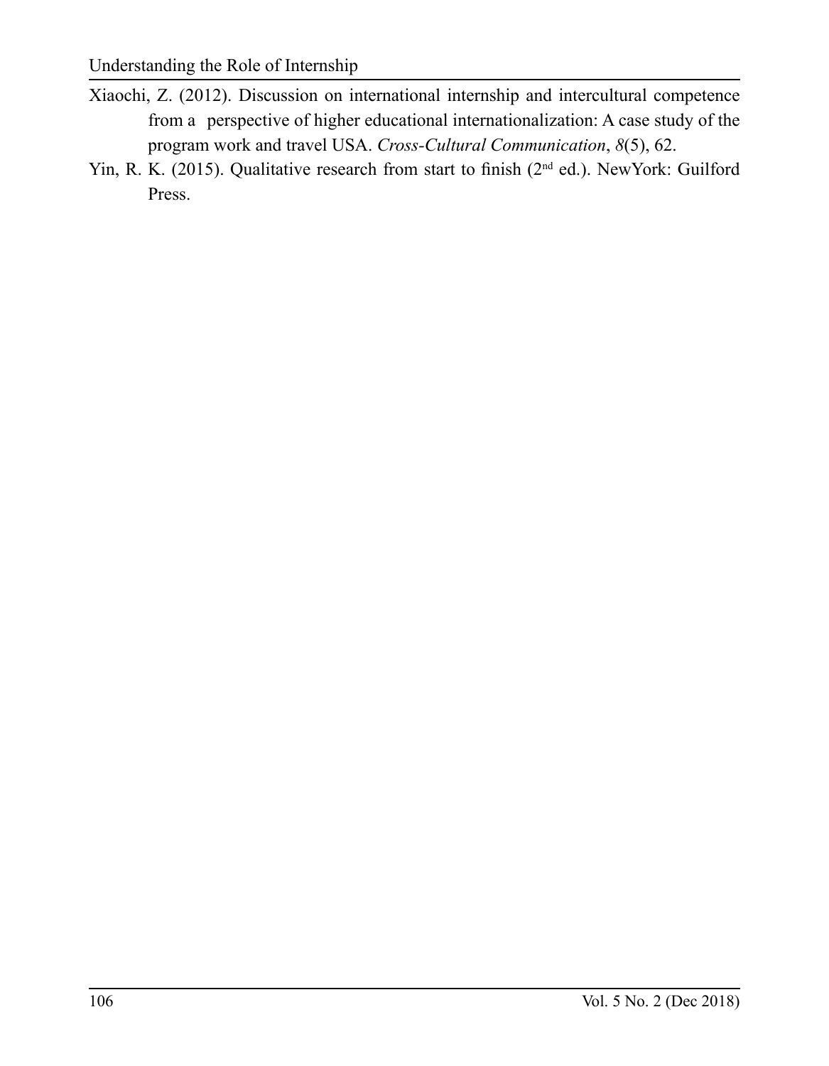Xiaochi, Z. (2012). Discussion on international internship and intercultural competence from a perspective of higher educational internationalization: A case study of the program work and travel USA. *Cross-Cultural Communication*, *8*(5), 62.

Yin, R. K. (2015). Qualitative research from start to finish (2nd ed.). NewYork: Guilford Press.